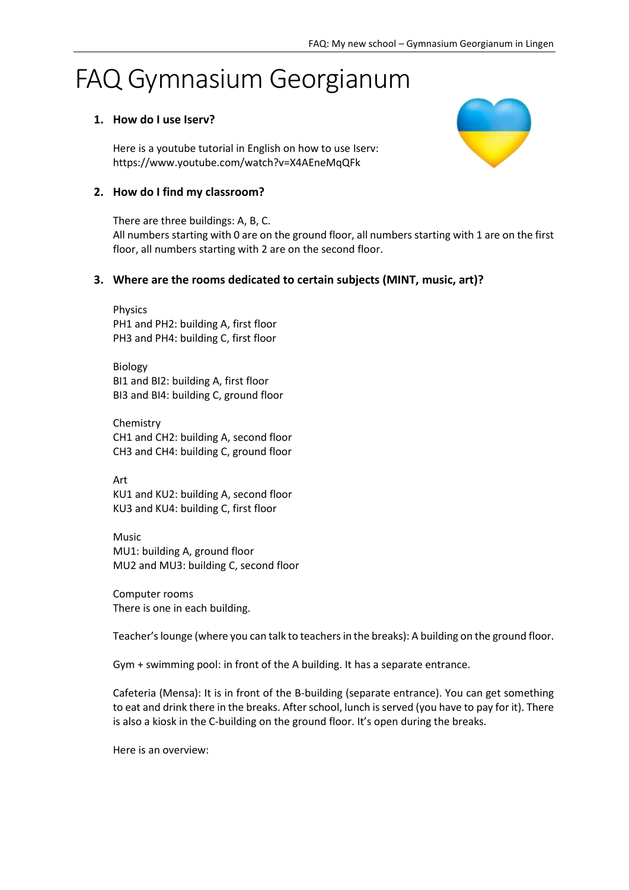# FAQ Gymnasium Georgianum

1. **How do I use Iserv?**

   Here is a youtube tutorial in English on how to use Iserv:
   https://www.youtube.com/watch?v=X4AEneMqQFk

2. **How do I find my classroom?**

   There are three buildings: A, B, C.
   All numbers starting with 0 are on the ground floor, all numbers starting with 1 are on the first floor, all numbers starting with 2 are on the second floor.

3. **Where are the rooms dedicated to certain subjects (MINT, music, art)?**

   Physics
   PH1 and PH2: building A, first floor
   PH3 and PH4: building C, first floor

   Biology
   BI1 and BI2: building A, first floor
   BI3 and BI4: building C, ground floor

   Chemistry
   CH1 and CH2: building A, second floor
   CH3 and CH4: building C, ground floor

   Art
   KU1 and KU2: building A, second floor
   KU3 and KU4: building C, first floor

   Music
   MU1: building A, ground floor
   MU2 and MU3: building C, second floor

   Computer rooms
   There is one in each building.

   Teacher's lounge (where you can talk to teachers in the breaks): A building on the ground floor.

   Gym + swimming pool: in front of the A building. It has a separate entrance.

   Cafeteria (Mensa): It is in front of the B-building (separate entrance). You can get something to eat and drink there in the breaks. After school, lunch is served (you have to pay for it). There is also a kiosk in the C-building on the ground floor. It's open during the breaks.

   Here is an overview: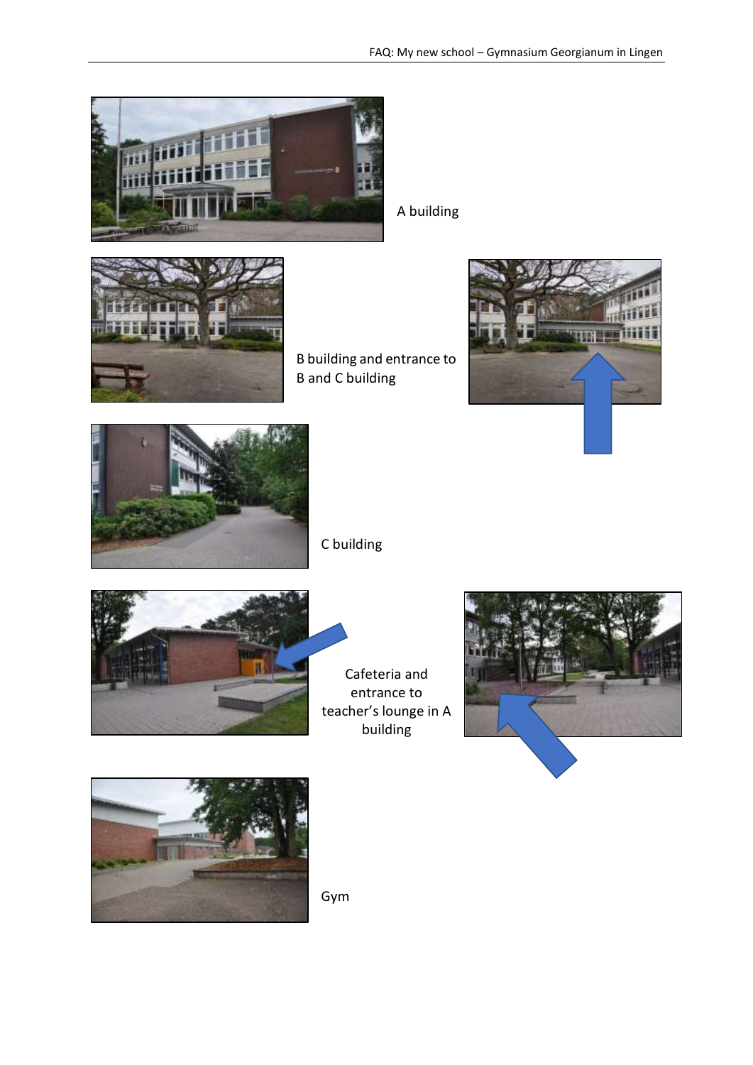A building

B building and entrance to B and C building

C building

Cafeteria and entrance to teacher's lounge in A building

Gym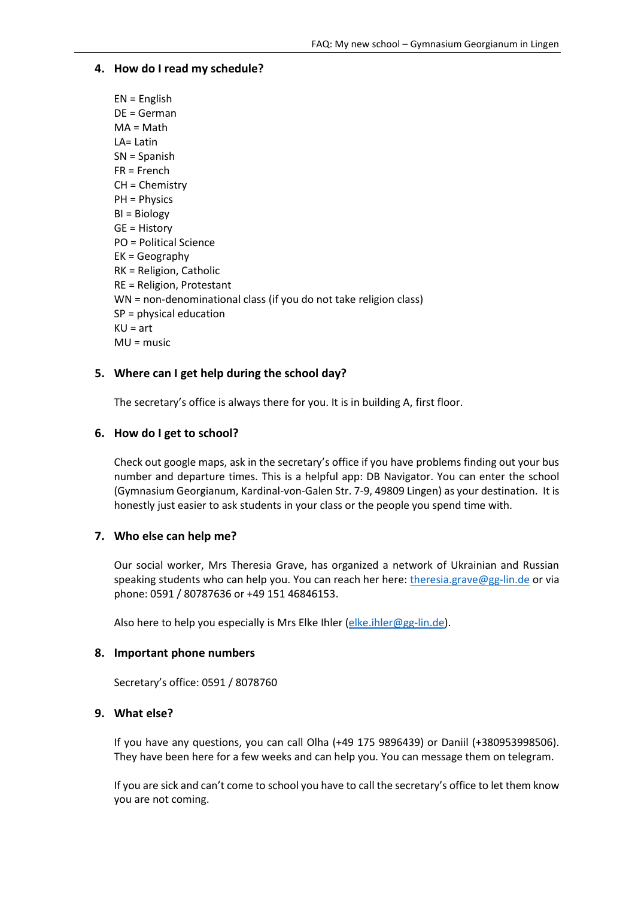## 4. How do I read my schedule?

EN = English  
DE = German  
MA = Math  
LA= Latin  
SN = Spanish  
FR = French  
CH = Chemistry  
PH = Physics  
BI = Biology  
GE = History  
PO = Political Science  
EK = Geography  
RK = Religion, Catholic  
RE = Religion, Protestant  
WN = non-denominational class (if you do not take religion class)  
SP = physical education  
KU = art  
MU = music

## 5. Where can I get help during the school day?

The secretary's office is always there for you. It is in building A, first floor.

## 6. How do I get to school?

Check out google maps, ask in the secretary's office if you have problems finding out your bus number and departure times. This is a helpful app: DB Navigator. You can enter the school (Gymnasium Georgianum, Kardinal-von-Galen Str. 7-9, 49809 Lingen) as your destination. It is honestly just easier to ask students in your class or the people you spend time with.

## 7. Who else can help me?

Our social worker, Mrs Theresia Grave, has organized a network of Ukrainian and Russian speaking students who can help you. You can reach her here: theresia.grave@gg-lin.de or via phone: 0591 / 80787636 or +49 151 46846153.

Also here to help you especially is Mrs Elke Ihler (elke.ihler@gg-lin.de).

## 8. Important phone numbers

Secretary's office: 0591 / 8078760

## 9. What else?

If you have any questions, you can call Olha (+49 175 9896439) or Daniil (+380953998506). They have been here for a few weeks and can help you. You can message them on telegram.

If you are sick and can't come to school you have to call the secretary's office to let them know you are not coming.